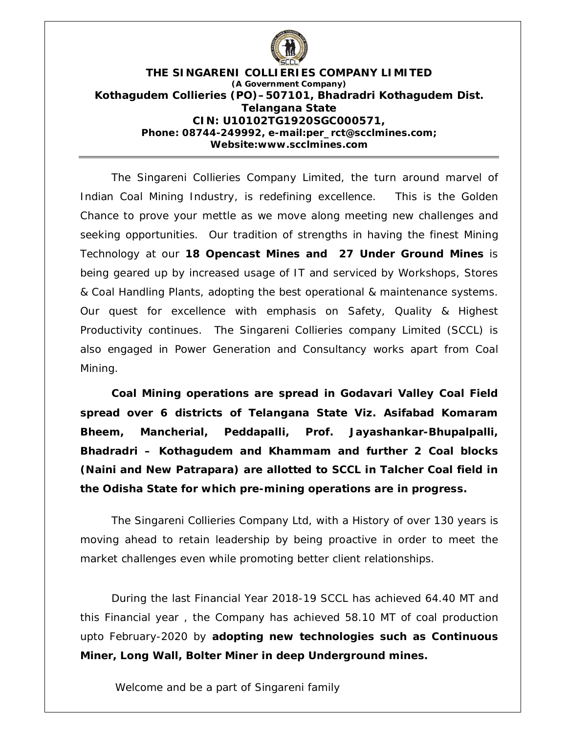# THE SINGARENI COLLIERIES COMPANY LIMITED

***(A Government Company)***

**Kothagudem Collieries (PO)–507101, Bhadradri Kothagudem Dist.**
**Telangana State**
**CIN: U10102TG1920SGC000571,**
**Phone: 08744-249992, e-mail:per_rct@scclmines.com;**
**Website:www.scclmines.com**

---

The Singareni Collieries Company Limited, the turn around marvel of Indian Coal Mining Industry, is redefining excellence. This is the Golden Chance to prove your mettle as we move along meeting new challenges and seeking opportunities. Our tradition of strengths in having the finest Mining Technology at our **18 Opencast Mines and 27 Under Ground Mines** is being geared up by increased usage of IT and serviced by Workshops, Stores & Coal Handling Plants, adopting the best operational & maintenance systems. Our quest for excellence with emphasis on Safety, Quality & Highest Productivity continues. The Singareni Collieries company Limited (SCCL) is also engaged in Power Generation and Consultancy works apart from Coal Mining.

**Coal Mining operations are spread in Godavari Valley Coal Field spread over 6 districts of Telangana State Viz. Asifabad Komaram Bheem, Mancherial, Peddapalli, Prof. Jayashankar-Bhupalpalli, Bhadradri – Kothagudem and Khammam and further 2 Coal blocks (Naini and New Patrapara) are allotted to SCCL in Talcher Coal field in the Odisha State for which pre-mining operations are in progress.**

The Singareni Collieries Company Ltd, with a History of over 130 years is moving ahead to retain leadership by being proactive in order to meet the market challenges even while promoting better client relationships.

During the last Financial Year 2018-19 SCCL has achieved 64.40 MT and this Financial year , the Company has achieved 58.10 MT of coal production upto February-2020 by **adopting new technologies such as Continuous Miner, Long Wall, Bolter Miner in deep Underground mines.**

Welcome and be a part of Singareni family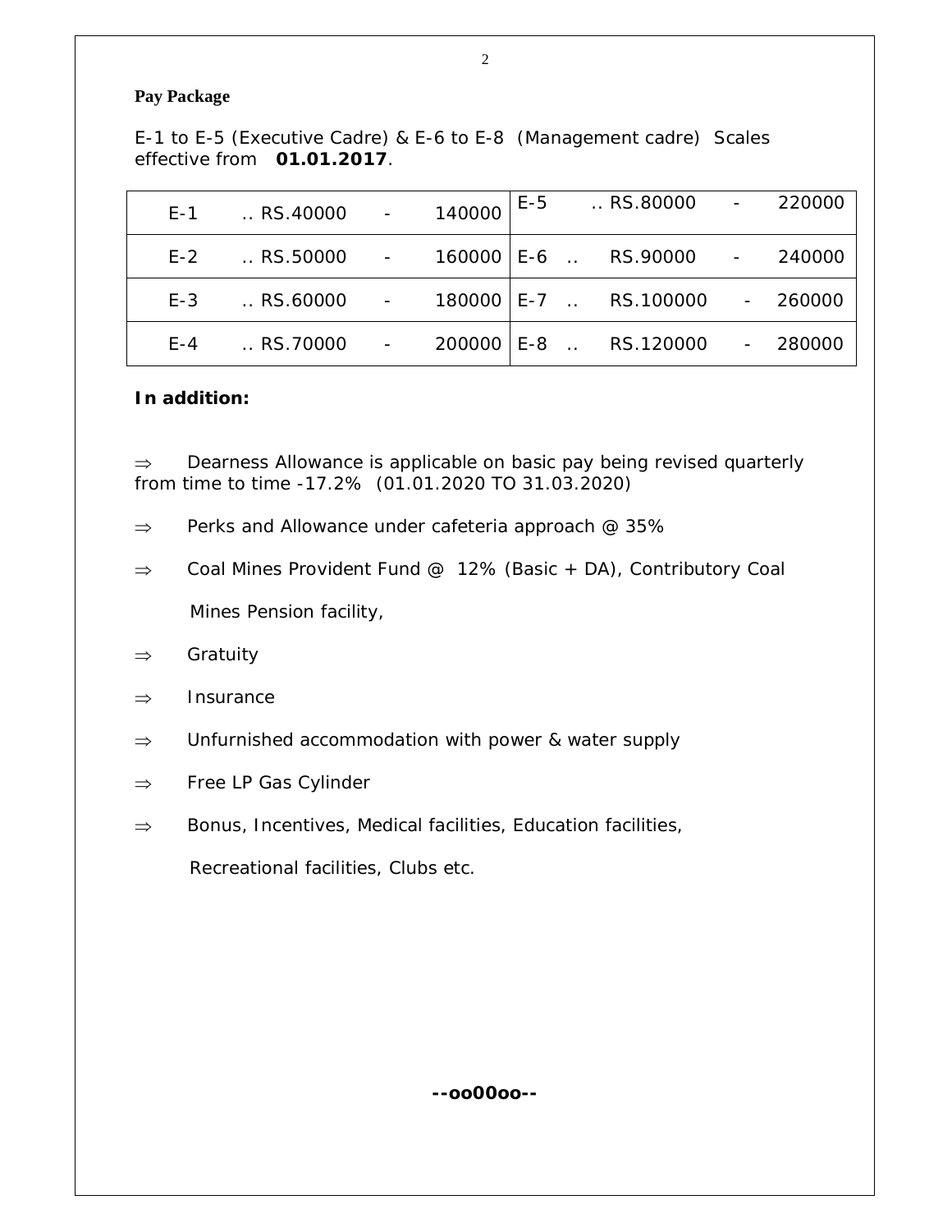**Pay Package**

E-1 to E-5 (Executive Cadre) & E-6 to E-8 (Management cadre) Scales effective from **01.01.2017**.

| | | | | | | | |
|---|---|---|---|---|---|---|---|
| E-1 | .. RS.40000 | - | 140000 | E-5 | .. RS.80000 | - | 220000 |
| E-2 | .. RS.50000 | - | 160000 | E-6 .. | RS.90000 | - | 240000 |
| E-3 | .. RS.60000 | - | 180000 | E-7 .. | RS.100000 | - | 260000 |
| E-4 | .. RS.70000 | - | 200000 | E-8 .. | RS.120000 | - | 280000 |

**In addition:**

⇒ Dearness Allowance is applicable on basic pay being revised quarterly from time to time -17.2% (01.01.2020 TO 31.03.2020)

⇒ Perks and Allowance under cafeteria approach @ 35%

⇒ Coal Mines Provident Fund @ 12% (Basic + DA), Contributory Coal Mines Pension facility,

⇒ Gratuity

⇒ Insurance

⇒ Unfurnished accommodation with power & water supply

⇒ Free LP Gas Cylinder

⇒ Bonus, Incentives, Medical facilities, Education facilities, Recreational facilities, Clubs etc.

**--oo00oo--**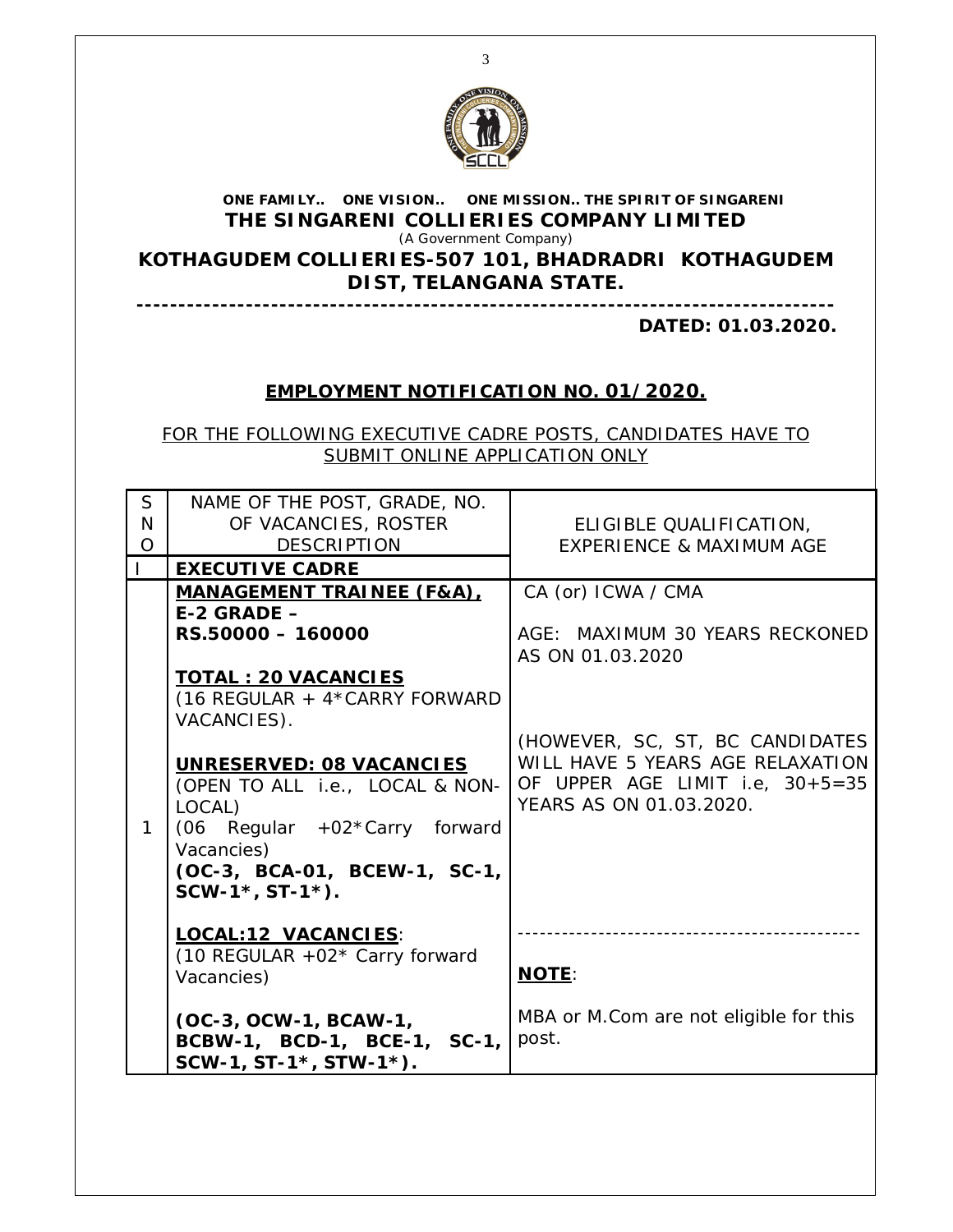**ONE FAMILY.. ONE VISION.. ONE MISSION.. THE SPIRIT OF SINGARENI**

# THE SINGARENI COLLIERIES COMPANY LIMITED

(A Government Company)

## KOTHAGUDEM COLLIERIES-507 101, BHADRADRI KOTHAGUDEM DIST, TELANGANA STATE.

---

**DATED: 01.03.2020.**

## EMPLOYMENT NOTIFICATION NO. 01/2020.

FOR THE FOLLOWING EXECUTIVE CADRE POSTS, CANDIDATES HAVE TO SUBMIT ONLINE APPLICATION ONLY

| SNO | NAME OF THE POST, GRADE, NO. OF VACANCIES, ROSTER DESCRIPTION | ELIGIBLE QUALIFICATION, EXPERIENCE & MAXIMUM AGE |
|---|---|---|
| I | **EXECUTIVE CADRE** | |
| 1 | **MANAGEMENT TRAINEE (F&A), E-2 GRADE – RS.50000 – 160000**<br><br>**TOTAL : 20 VACANCIES**<br>(16 REGULAR + 4*CARRY FORWARD VACANCIES).<br><br>**UNRESERVED: 08 VACANCIES**<br>(OPEN TO ALL i.e., LOCAL & NON-LOCAL)<br>(06 Regular +02*Carry forward Vacancies)<br>**(OC-3, BCA-01, BCEW-1, SC-1, SCW-1*, ST-1*).**<br><br>**LOCAL:12 VACANCIES**:<br>(10 REGULAR +02* Carry forward Vacancies)<br><br>**(OC-3, OCW-1, BCAW-1, BCBW-1, BCD-1, BCE-1, SC-1, SCW-1, ST-1*, STW-1*).** | CA (or) ICWA / CMA<br><br>AGE: MAXIMUM 30 YEARS RECKONED AS ON 01.03.2020<br><br>(HOWEVER, SC, ST, BC CANDIDATES WILL HAVE 5 YEARS AGE RELAXATION OF UPPER AGE LIMIT i.e, 30+5=35 YEARS AS ON 01.03.2020.<br><br>---<br><br>**NOTE**:<br><br>MBA or M.Com are not eligible for this post. |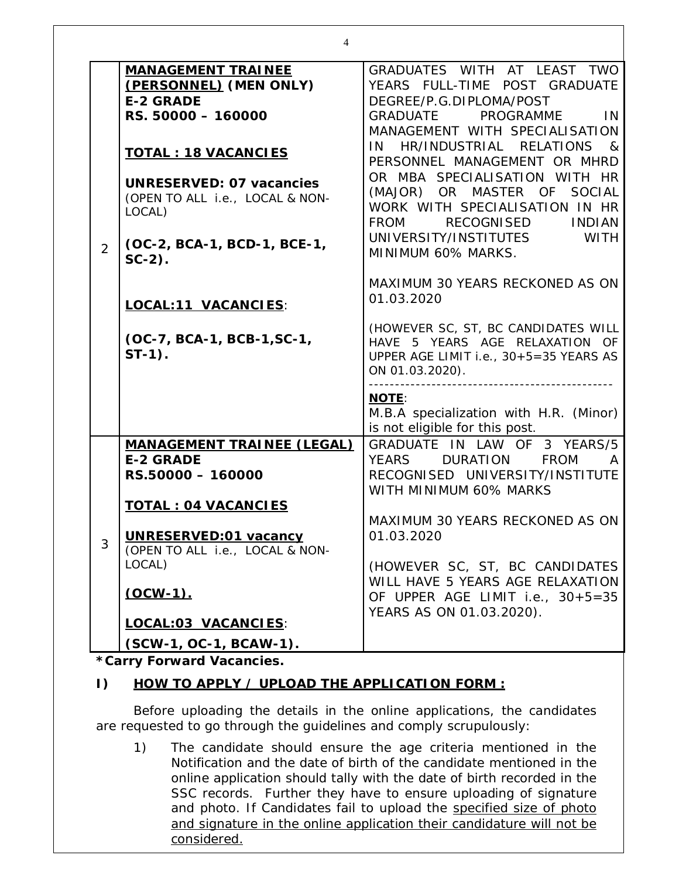| | | |
|---|---|---|
| 2 | **MANAGEMENT TRAINEE (PERSONNEL) (MEN ONLY)**<br>**E-2 GRADE**<br>**RS. 50000 – 160000**<br><br>**TOTAL : 18 VACANCIES**<br><br>**UNRESERVED: 07 vacancies**<br>(OPEN TO ALL i.e., LOCAL & NON-LOCAL)<br><br>**(OC-2, BCA-1, BCD-1, BCE-1, SC-2).**<br><br>**LOCAL:11 VACANCIES**:<br><br>**(OC-7, BCA-1, BCB-1,SC-1, ST-1).** | GRADUATES WITH AT LEAST TWO YEARS FULL-TIME POST GRADUATE DEGREE/P.G.DIPLOMA/POST GRADUATE PROGRAMME IN MANAGEMENT WITH SPECIALISATION IN HR/INDUSTRIAL RELATIONS & PERSONNEL MANAGEMENT OR MHRD OR MBA SPECIALISATION WITH HR (MAJOR) OR MASTER OF SOCIAL WORK WITH SPECIALISATION IN HR FROM RECOGNISED INDIAN UNIVERSITY/INSTITUTES WITH MINIMUM 60% MARKS.<br><br>MAXIMUM 30 YEARS RECKONED AS ON 01.03.2020<br><br>(HOWEVER SC, ST, BC CANDIDATES WILL HAVE 5 YEARS AGE RELAXATION OF UPPER AGE LIMIT i.e., 30+5=35 YEARS AS ON 01.03.2020).<br>----------------------------------------------<br>**NOTE**:<br>M.B.A specialization with H.R. (Minor) is not eligible for this post. |
| 3 | **MANAGEMENT TRAINEE (LEGAL)**<br>**E-2 GRADE**<br>**RS.50000 – 160000**<br><br>**TOTAL : 04 VACANCIES**<br><br>**UNRESERVED:01 vacancy**<br>(OPEN TO ALL i.e., LOCAL & NON-LOCAL)<br><br>**(OCW-1).**<br><br>**LOCAL:03 VACANCIES**:<br><br>**(SCW-1, OC-1, BCAW-1).** | GRADUATE IN LAW OF 3 YEARS/5 YEARS DURATION FROM A RECOGNISED UNIVERSITY/INSTITUTE WITH MINIMUM 60% MARKS<br><br>MAXIMUM 30 YEARS RECKONED AS ON 01.03.2020<br><br>(HOWEVER SC, ST, BC CANDIDATES WILL HAVE 5 YEARS AGE RELAXATION OF UPPER AGE LIMIT i.e., 30+5=35 YEARS AS ON 01.03.2020). |

***Carry Forward Vacancies.**

## I) HOW TO APPLY / UPLOAD THE APPLICATION FORM :

Before uploading the details in the online applications, the candidates are requested to go through the guidelines and comply scrupulously:

1) The candidate should ensure the age criteria mentioned in the Notification and the date of birth of the candidate mentioned in the online application should tally with the date of birth recorded in the SSC records. Further they have to ensure uploading of signature and photo. If Candidates fail to upload the specified size of photo and signature in the online application their candidature will not be considered.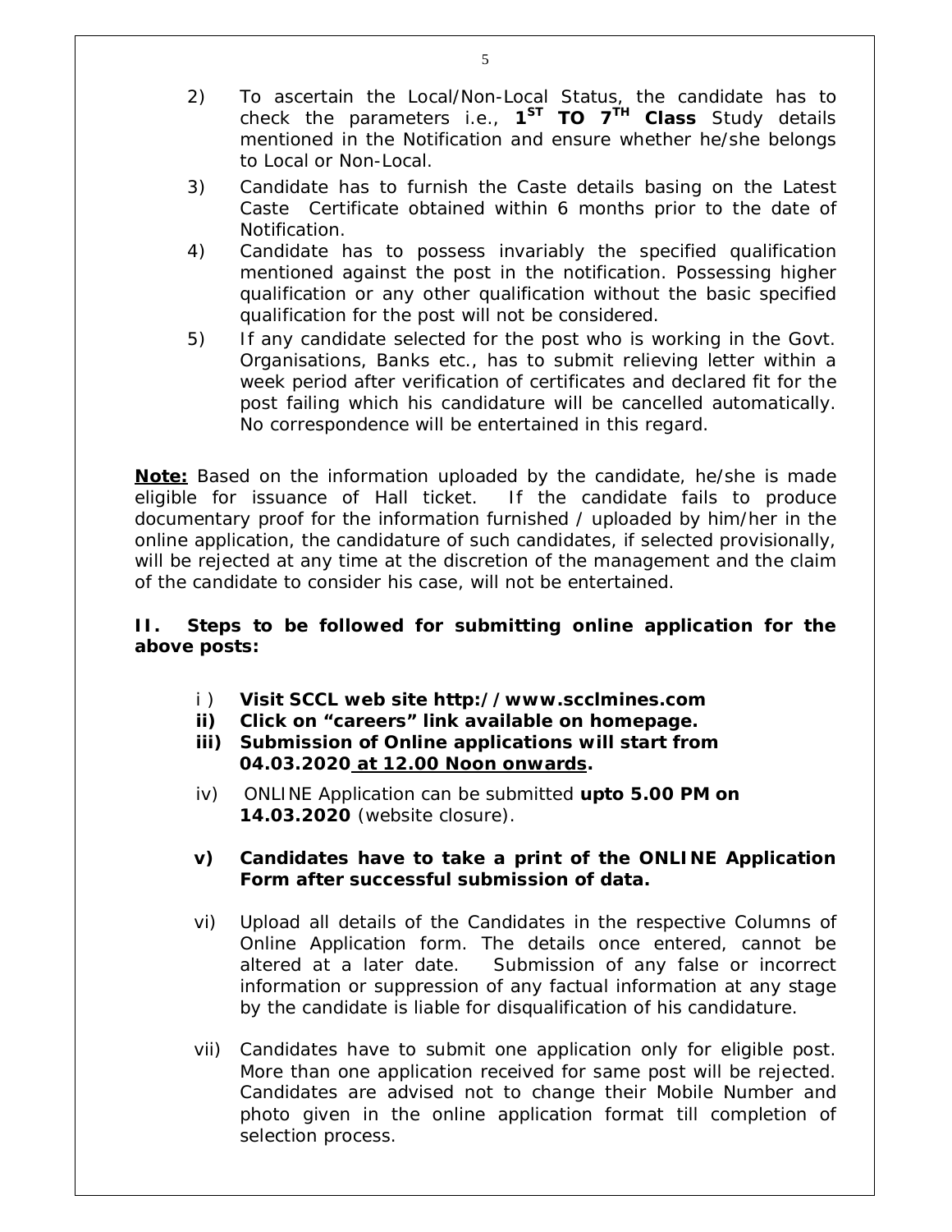2) To ascertain the Local/Non-Local Status, the candidate has to check the parameters i.e., **1ST TO 7TH Class** Study details mentioned in the Notification and ensure whether he/she belongs to Local or Non-Local.

3) Candidate has to furnish the Caste details basing on the Latest Caste Certificate obtained within 6 months prior to the date of Notification.

4) Candidate has to possess invariably the specified qualification mentioned against the post in the notification. Possessing higher qualification or any other qualification without the basic specified qualification for the post will not be considered.

5) If any candidate selected for the post who is working in the Govt. Organisations, Banks etc., has to submit relieving letter within a week period after verification of certificates and declared fit for the post failing which his candidature will be cancelled automatically. No correspondence will be entertained in this regard.

**Note:** Based on the information uploaded by the candidate, he/she is made eligible for issuance of Hall ticket. If the candidate fails to produce documentary proof for the information furnished / uploaded by him/her in the online application, the candidature of such candidates, if selected provisionally, will be rejected at any time at the discretion of the management and the claim of the candidate to consider his case, will not be entertained.

**II. Steps to be followed for submitting online application for the above posts:**

i) **Visit SCCL web site http://www.scclmines.com**

ii) **Click on "careers" link available on homepage.**

iii) **Submission of Online applications will start from 04.03.2020 at 12.00 Noon onwards.**

iv) ONLINE Application can be submitted **upto 5.00 PM on 14.03.2020** (website closure).

v) **Candidates have to take a print of the ONLINE Application Form after successful submission of data.**

vi) Upload all details of the Candidates in the respective Columns of Online Application form. The details once entered, cannot be altered at a later date. Submission of any false or incorrect information or suppression of any factual information at any stage by the candidate is liable for disqualification of his candidature.

vii) Candidates have to submit one application only for eligible post. More than one application received for same post will be rejected. Candidates are advised not to change their Mobile Number and photo given in the online application format till completion of selection process.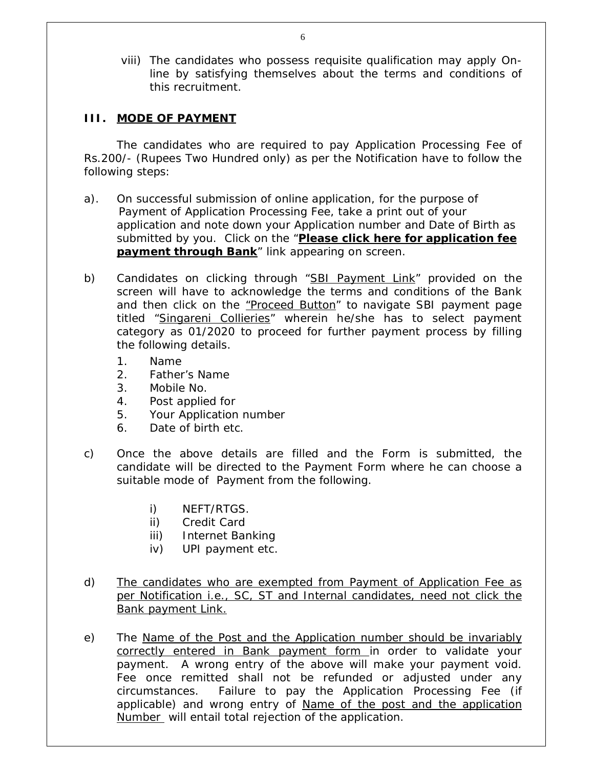viii) The candidates who possess requisite qualification may apply On-line by satisfying themselves about the terms and conditions of this recruitment.

## III. MODE OF PAYMENT

The candidates who are required to pay Application Processing Fee of Rs.200/- (Rupees Two Hundred only) as per the Notification have to follow the following steps:

a). On successful submission of online application, for the purpose of Payment of Application Processing Fee, take a print out of your application and note down your Application number and Date of Birth as submitted by you. Click on the "**Please click here for application fee payment through Bank**" link appearing on screen.

b) Candidates on clicking through "SBI Payment Link" provided on the screen will have to acknowledge the terms and conditions of the Bank and then click on the "Proceed Button" to navigate SBI payment page titled "Singareni Collieries" wherein he/she has to select payment category as 01/2020 to proceed for further payment process by filling the following details.

1. Name
2. Father's Name
3. Mobile No.
4. Post applied for
5. Your Application number
6. Date of birth etc.

c) Once the above details are filled and the Form is submitted, the candidate will be directed to the Payment Form where he can choose a suitable mode of Payment from the following.

   i) NEFT/RTGS.
   ii) Credit Card
   iii) Internet Banking
   iv) UPI payment etc.

d) The candidates who are exempted from Payment of Application Fee as per Notification i.e., SC, ST and Internal candidates, need not click the Bank payment Link.

e) The Name of the Post and the Application number should be invariably correctly entered in Bank payment form in order to validate your payment. A wrong entry of the above will make your payment void. Fee once remitted shall not be refunded or adjusted under any circumstances. Failure to pay the Application Processing Fee (if applicable) and wrong entry of Name of the post and the application Number will entail total rejection of the application.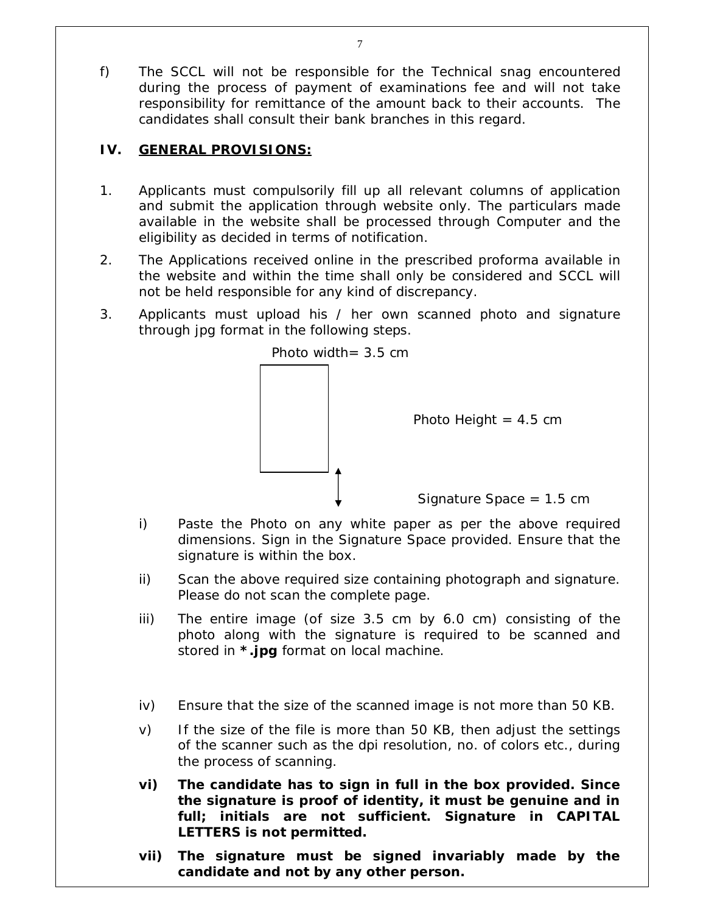f) The SCCL will not be responsible for the Technical snag encountered during the process of payment of examinations fee and will not take responsibility for remittance of the amount back to their accounts. The candidates shall consult their bank branches in this regard.

## IV. GENERAL PROVISIONS:

1. Applicants must compulsorily fill up all relevant columns of application and submit the application through website only. The particulars made available in the website shall be processed through Computer and the eligibility as decided in terms of notification.
2. The Applications received online in the prescribed proforma available in the website and within the time shall only be considered and SCCL will not be held responsible for any kind of discrepancy.
3. Applicants must upload his / her own scanned photo and signature through jpg format in the following steps.

Photo width= 3.5 cm

Photo Height = 4.5 cm

Signature Space = 1.5 cm

i) Paste the Photo on any white paper as per the above required dimensions. Sign in the Signature Space provided. Ensure that the signature is within the box.

ii) Scan the above required size containing photograph and signature. Please do not scan the complete page.

iii) The entire image (of size 3.5 cm by 6.0 cm) consisting of the photo along with the signature is required to be scanned and stored in **\*.jpg** format on local machine.

iv) Ensure that the size of the scanned image is not more than 50 KB.

v) If the size of the file is more than 50 KB, then adjust the settings of the scanner such as the dpi resolution, no. of colors etc., during the process of scanning.

**vi) The candidate has to sign in full in the box provided. Since the signature is proof of identity, it must be genuine and in full; initials are not sufficient. Signature in CAPITAL LETTERS is not permitted.**

**vii) The signature must be signed invariably made by the candidate and not by any other person.**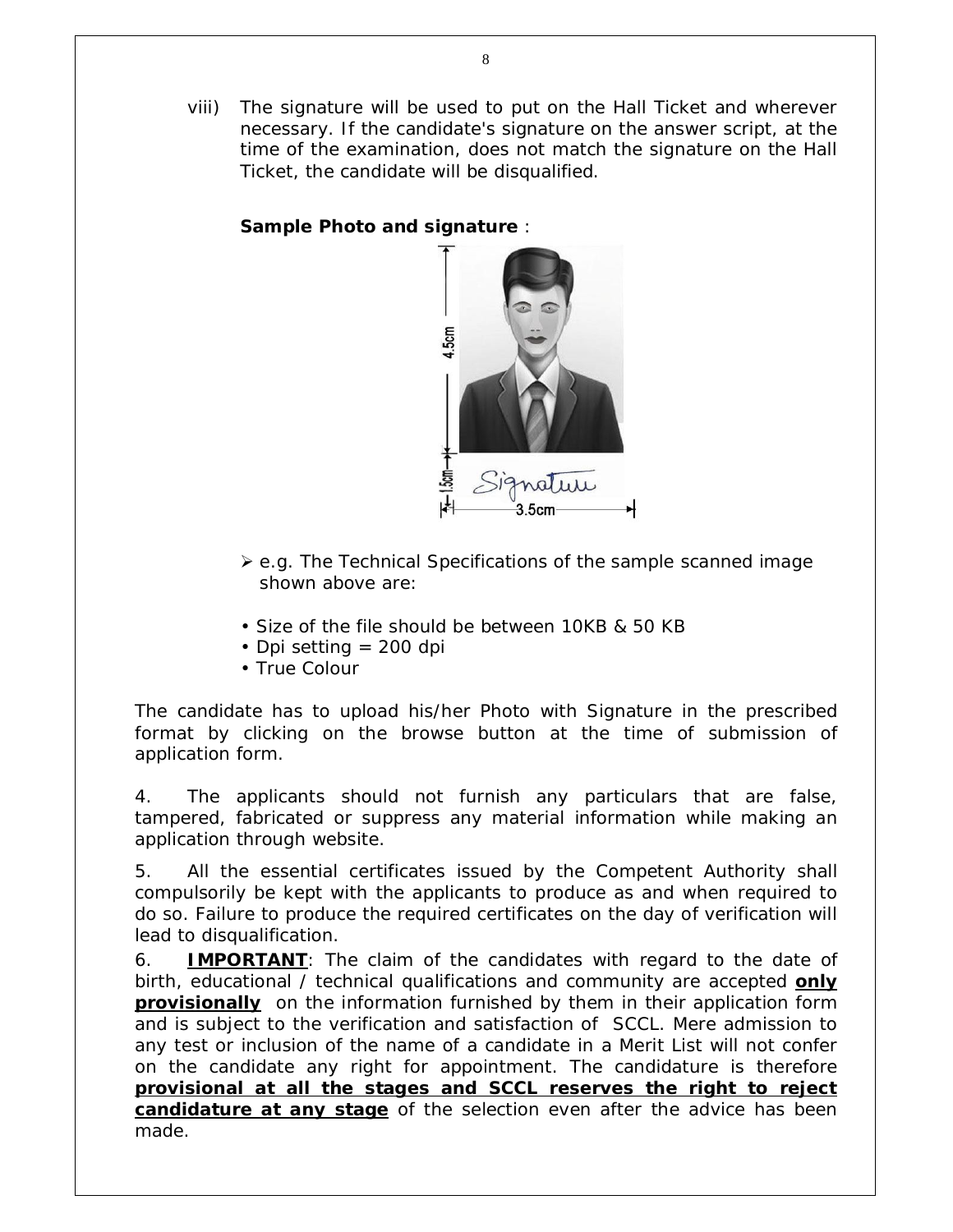viii) The signature will be used to put on the Hall Ticket and wherever necessary. If the candidate's signature on the answer script, at the time of the examination, does not match the signature on the Hall Ticket, the candidate will be disqualified.

**Sample Photo and signature** :

- e.g. The Technical Specifications of the sample scanned image shown above are:

- Size of the file should be between 10KB & 50 KB
- Dpi setting = 200 dpi
- True Colour

The candidate has to upload his/her Photo with Signature in the prescribed format by clicking on the browse button at the time of submission of application form.

4. The applicants should not furnish any particulars that are false, tampered, fabricated or suppress any material information while making an application through website.

5. All the essential certificates issued by the Competent Authority shall compulsorily be kept with the applicants to produce as and when required to do so. Failure to produce the required certificates on the day of verification will lead to disqualification.

6. **IMPORTANT**: The claim of the candidates with regard to the date of birth, educational / technical qualifications and community are accepted **only provisionally** on the information furnished by them in their application form and is subject to the verification and satisfaction of SCCL. Mere admission to any test or inclusion of the name of a candidate in a Merit List will not confer on the candidate any right for appointment. The candidature is therefore **provisional at all the stages and SCCL reserves the right to reject candidature at any stage** of the selection even after the advice has been made.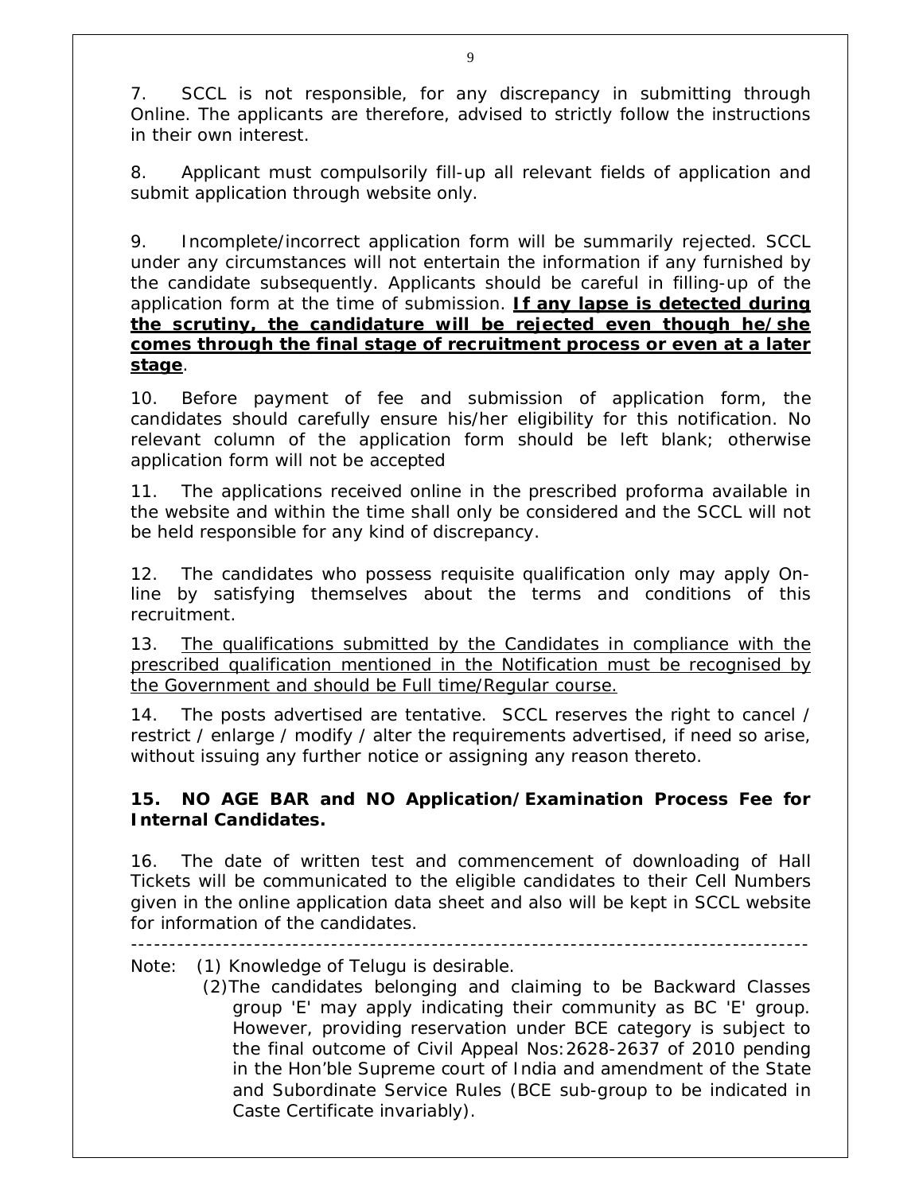7. SCCL is not responsible, for any discrepancy in submitting through Online. The applicants are therefore, advised to strictly follow the instructions in their own interest.

8. Applicant must compulsorily fill-up all relevant fields of application and submit application through website only.

9. Incomplete/incorrect application form will be summarily rejected. SCCL under any circumstances will not entertain the information if any furnished by the candidate subsequently. Applicants should be careful in filling-up of the application form at the time of submission. <u>**If any lapse is detected during the scrutiny, the candidature will be rejected even though he/she comes through the final stage of recruitment process or even at a later stage**</u>.

10. Before payment of fee and submission of application form, the candidates should carefully ensure his/her eligibility for this notification. No relevant column of the application form should be left blank; otherwise application form will not be accepted

11. The applications received online in the prescribed proforma available in the website and within the time shall only be considered and the SCCL will not be held responsible for any kind of discrepancy.

12. The candidates who possess requisite qualification only may apply On-line by satisfying themselves about the terms and conditions of this recruitment.

13. <u>The qualifications submitted by the Candidates in compliance with the prescribed qualification mentioned in the Notification must be recognised by the Government and should be Full time/Regular course.</u>

14. The posts advertised are tentative. SCCL reserves the right to cancel / restrict / enlarge / modify / alter the requirements advertised, if need so arise, without issuing any further notice or assigning any reason thereto.

**15. NO AGE BAR and NO Application/Examination Process Fee for Internal Candidates.**

16. The date of written test and commencement of downloading of Hall Tickets will be communicated to the eligible candidates to their Cell Numbers given in the online application data sheet and also will be kept in SCCL website for information of the candidates.

---

Note: (1) Knowledge of Telugu is desirable.

(2) The candidates belonging and claiming to be Backward Classes group 'E' may apply indicating their community as BC 'E' group. However, providing reservation under BCE category is subject to the final outcome of Civil Appeal Nos:2628-2637 of 2010 pending in the Hon'ble Supreme court of India and amendment of the State and Subordinate Service Rules (BCE sub-group to be indicated in Caste Certificate invariably).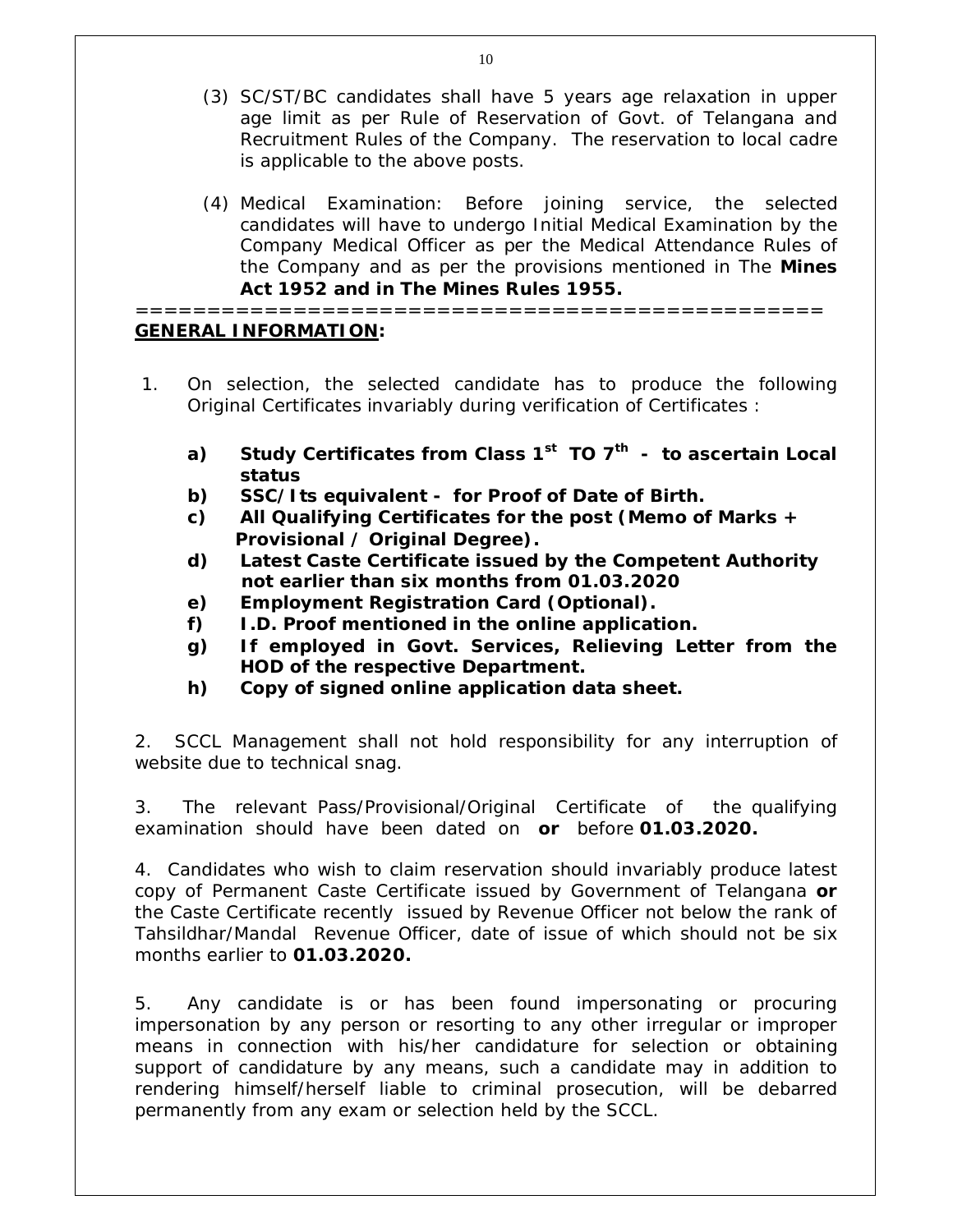(3) SC/ST/BC candidates shall have 5 years age relaxation in upper age limit as per Rule of Reservation of Govt. of Telangana and Recruitment Rules of the Company. The reservation to local cadre is applicable to the above posts.

(4) Medical Examination: Before joining service, the selected candidates will have to undergo Initial Medical Examination by the Company Medical Officer as per the Medical Attendance Rules of the Company and as per the provisions mentioned in The **Mines Act 1952 and in The Mines Rules 1955.**

==================================================

**GENERAL INFORMATION:**

1. On selection, the selected candidate has to produce the following Original Certificates invariably during verification of Certificates :

   **a) Study Certificates from Class 1st TO 7th - to ascertain Local status**

   **b) SSC/Its equivalent - for Proof of Date of Birth.**

   **c) All Qualifying Certificates for the post (Memo of Marks + Provisional / Original Degree).**

   **d) Latest Caste Certificate issued by the Competent Authority not earlier than six months from 01.03.2020**

   **e) Employment Registration Card (Optional).**

   **f) I.D. Proof mentioned in the online application.**

   **g) If employed in Govt. Services, Relieving Letter from the HOD of the respective Department.**

   **h) Copy of signed online application data sheet.**

2. SCCL Management shall not hold responsibility for any interruption of website due to technical snag.

3. The relevant Pass/Provisional/Original Certificate of the qualifying examination should have been dated on **or** before **01.03.2020.**

4. Candidates who wish to claim reservation should invariably produce latest copy of Permanent Caste Certificate issued by Government of Telangana **or** the Caste Certificate recently issued by Revenue Officer not below the rank of Tahsildhar/Mandal Revenue Officer, date of issue of which should not be six months earlier to **01.03.2020.**

5. Any candidate is or has been found impersonating or procuring impersonation by any person or resorting to any other irregular or improper means in connection with his/her candidature for selection or obtaining support of candidature by any means, such a candidate may in addition to rendering himself/herself liable to criminal prosecution, will be debarred permanently from any exam or selection held by the SCCL.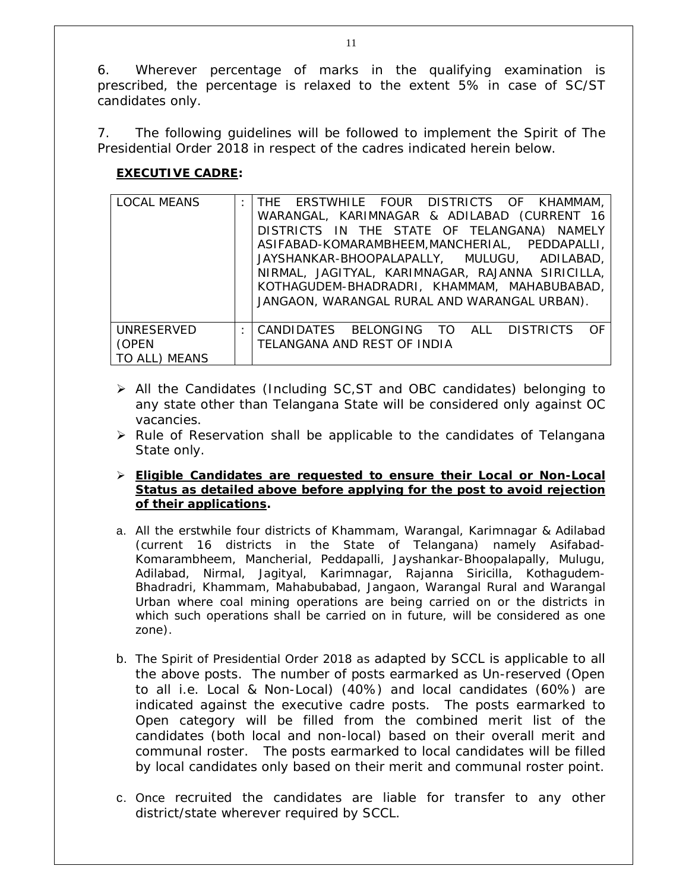6. Wherever percentage of marks in the qualifying examination is prescribed, the percentage is relaxed to the extent 5% in case of SC/ST candidates only.

7. The following guidelines will be followed to implement the Spirit of The Presidential Order 2018 in respect of the cadres indicated herein below.

**EXECUTIVE CADRE:**

| | | |
|---|---|---|
| LOCAL MEANS | : | THE ERSTWHILE FOUR DISTRICTS OF KHAMMAM, WARANGAL, KARIMNAGAR & ADILABAD (CURRENT 16 DISTRICTS IN THE STATE OF TELANGANA) NAMELY ASIFABAD-KOMARAMBHEEM,MANCHERIAL, PEDDAPALLI, JAYSHANKAR-BHOOPALAPALLY, MULUGU, ADILABAD, NIRMAL, JAGITYAL, KARIMNAGAR, RAJANNA SIRICILLA, KOTHAGUDEM-BHADRADRI, KHAMMAM, MAHABUBABAD, JANGAON, WARANGAL RURAL AND WARANGAL URBAN). |
| UNRESERVED (OPEN TO ALL) MEANS | : | CANDIDATES BELONGING TO ALL DISTRICTS OF TELANGANA AND REST OF INDIA |

- All the Candidates (Including SC,ST and OBC candidates) belonging to any state other than Telangana State will be considered only against OC vacancies.
- Rule of Reservation shall be applicable to the candidates of Telangana State only.
- **Eligible Candidates are requested to ensure their Local or Non-Local Status as detailed above before applying for the post to avoid rejection of their applications.**

a. All the erstwhile four districts of Khammam, Warangal, Karimnagar & Adilabad (current 16 districts in the State of Telangana) namely Asifabad-Komarambheem, Mancherial, Peddapalli, Jayshankar-Bhoopalapally, Mulugu, Adilabad, Nirmal, Jagityal, Karimnagar, Rajanna Siricilla, Kothagudem-Bhadradri, Khammam, Mahabubabad, Jangaon, Warangal Rural and Warangal Urban where coal mining operations are being carried on or the districts in which such operations shall be carried on in future, will be considered as one zone).

b. The Spirit of Presidential Order 2018 as adapted by SCCL is applicable to all the above posts. The number of posts earmarked as Un-reserved (Open to all i.e. Local & Non-Local) (40%) and local candidates (60%) are indicated against the executive cadre posts. The posts earmarked to Open category will be filled from the combined merit list of the candidates (both local and non-local) based on their overall merit and communal roster. The posts earmarked to local candidates will be filled by local candidates only based on their merit and communal roster point.

c. Once recruited the candidates are liable for transfer to any other district/state wherever required by SCCL.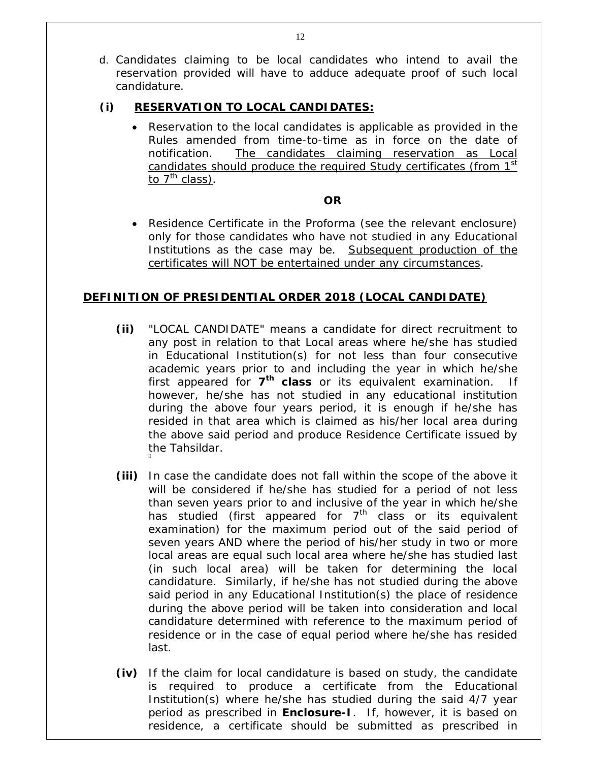d. Candidates claiming to be local candidates who intend to avail the reservation provided will have to adduce adequate proof of such local candidature.

**(i) <u>RESERVATION TO LOCAL CANDIDATES:</u>**

- Reservation to the local candidates is applicable as provided in the Rules amended from time-to-time as in force on the date of notification. <u>The candidates claiming reservation as Local candidates should produce the required Study certificates (from 1st to 7th class)</u>.

**OR**

- Residence Certificate in the Proforma (see the relevant enclosure) only for those candidates who have not studied in any Educational Institutions as the case may be. <u>Subsequent production of the certificates will NOT be entertained under any circumstances</u>.

**<u>DEFINITION OF PRESIDENTIAL ORDER 2018 (LOCAL CANDIDATE)</u>**

**(ii)** "LOCAL CANDIDATE" means a candidate for direct recruitment to any post in relation to that Local areas where he/she has studied in Educational Institution(s) for not less than four consecutive academic years prior to and including the year in which he/she first appeared for **7th class** or its equivalent examination. If however, he/she has not studied in any educational institution during the above four years period, it is enough if he/she has resided in that area which is claimed as his/her local area during the above said period and produce Residence Certificate issued by the Tahsildar.

**(iii)** In case the candidate does not fall within the scope of the above it will be considered if he/she has studied for a period of not less than seven years prior to and inclusive of the year in which he/she has studied (first appeared for 7th class or its equivalent examination) for the maximum period out of the said period of seven years AND where the period of his/her study in two or more local areas are equal such local area where he/she has studied last (in such local area) will be taken for determining the local candidature. Similarly, if he/she has not studied during the above said period in any Educational Institution(s) the place of residence during the above period will be taken into consideration and local candidature determined with reference to the maximum period of residence or in the case of equal period where he/she has resided last.

**(iv)** If the claim for local candidature is based on study, the candidate is required to produce a certificate from the Educational Institution(s) where he/she has studied during the said 4/7 year period as prescribed in **Enclosure-I**. If, however, it is based on residence, a certificate should be submitted as prescribed in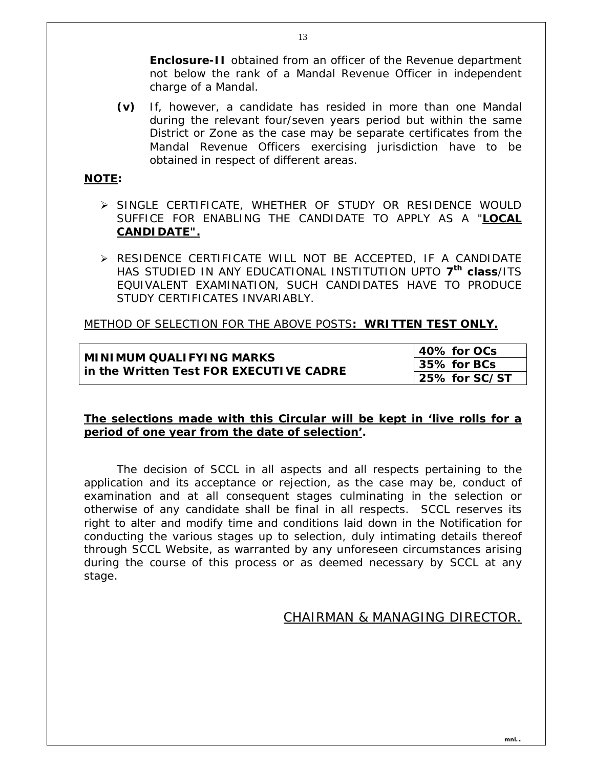**Enclosure-II** obtained from an officer of the Revenue department not below the rank of a Mandal Revenue Officer in independent charge of a Mandal.

**(v)** If, however, a candidate has resided in more than one Mandal during the relevant four/seven years period but within the same District or Zone as the case may be separate certificates from the Mandal Revenue Officers exercising jurisdiction have to be obtained in respect of different areas.

**NOTE:**

- SINGLE CERTIFICATE, WHETHER OF STUDY OR RESIDENCE WOULD SUFFICE FOR ENABLING THE CANDIDATE TO APPLY AS A "**LOCAL CANDIDATE".**
- RESIDENCE CERTIFICATE WILL NOT BE ACCEPTED, IF A CANDIDATE HAS STUDIED IN ANY EDUCATIONAL INSTITUTION UPTO **7th class**/ITS EQUIVALENT EXAMINATION, SUCH CANDIDATES HAVE TO PRODUCE STUDY CERTIFICATES INVARIABLY.

METHOD OF SELECTION FOR THE ABOVE POSTS**: WRITTEN TEST ONLY.**

| **MINIMUM QUALIFYING MARKS in the Written Test FOR EXECUTIVE CADRE** | **40% for OCs** |
|---|---|
| | **35% for BCs** |
| | **25% for SC/ST** |

**The selections made with this Circular will be kept in 'live rolls for a period of one year from the date of selection'.**

The decision of SCCL in all aspects and all respects pertaining to the application and its acceptance or rejection, as the case may be, conduct of examination and at all consequent stages culminating in the selection or otherwise of any candidate shall be final in all respects. SCCL reserves its right to alter and modify time and conditions laid down in the Notification for conducting the various stages up to selection, duly intimating details thereof through SCCL Website, as warranted by any unforeseen circumstances arising during the course of this process or as deemed necessary by SCCL at any stage.

CHAIRMAN & MANAGING DIRECTOR.

mnl..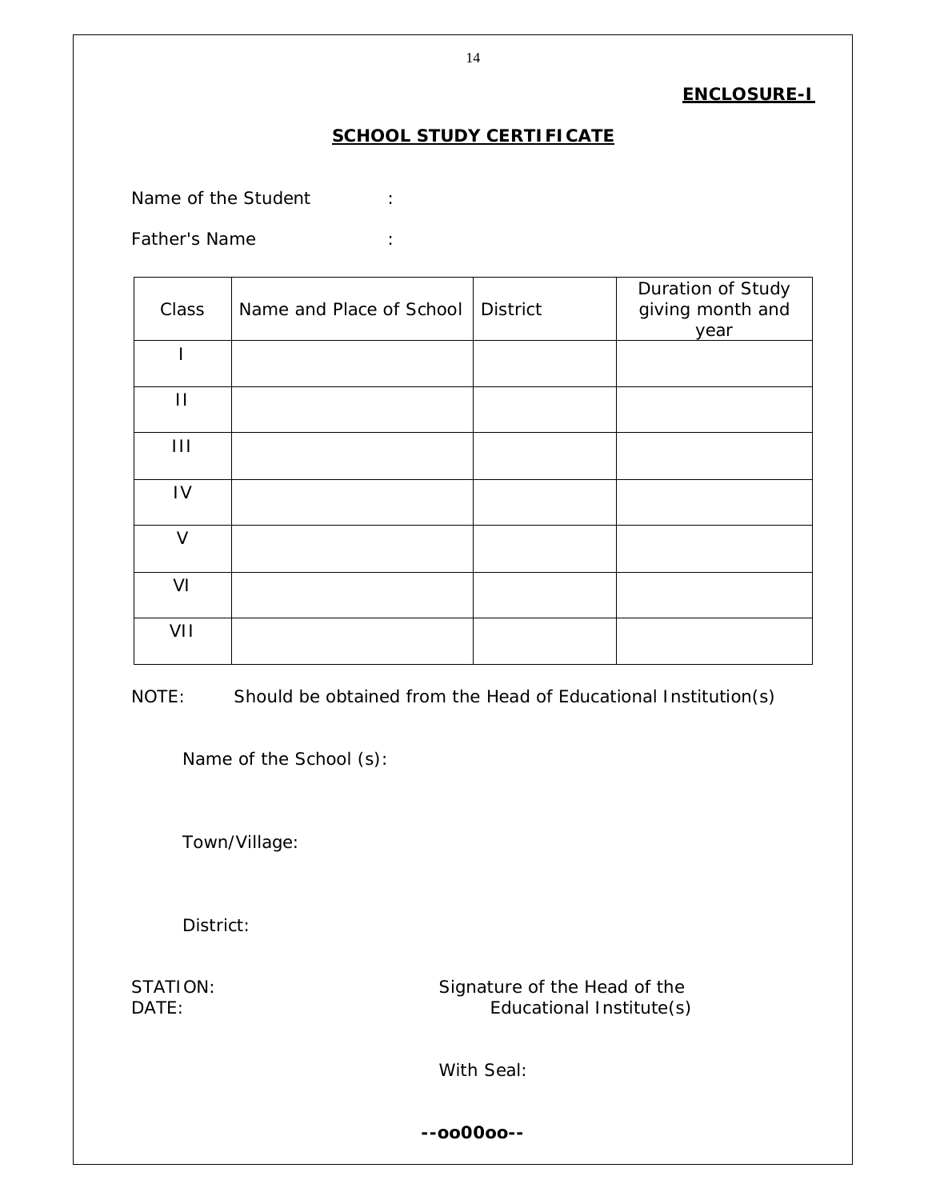**ENCLOSURE-I**

## SCHOOL STUDY CERTIFICATE

Name of the Student :

Father's Name :

| Class | Name and Place of School | District | Duration of Study giving month and year |
|---|---|---|---|
| I | | | |
| II | | | |
| III | | | |
| IV | | | |
| V | | | |
| VI | | | |
| VII | | | |

NOTE: Should be obtained from the Head of Educational Institution(s)

Name of the School (s):

Town/Village:

District:

STATION:
DATE:

Signature of the Head of the Educational Institute(s)

With Seal:

**--oo00oo--**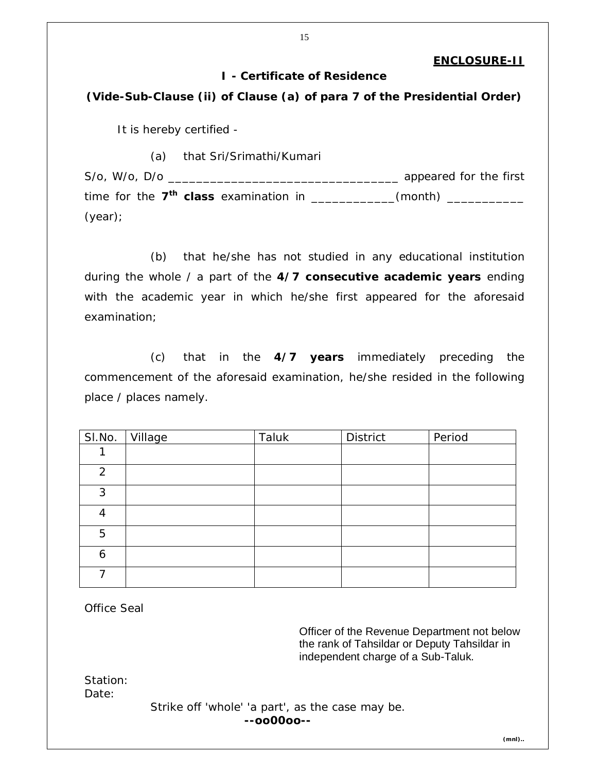**ENCLOSURE-II**

## I - Certificate of Residence

**(Vide-Sub-Clause (ii) of Clause (a) of para 7 of the Presidential Order)**

It is hereby certified -

(a) that Sri/Srimathi/Kumari S/o, W/o, D/o ________________________________ appeared for the first time for the **7th class** examination in ____________(month) ___________ (year);

(b) that he/she has not studied in any educational institution during the whole / a part of the **4/7 consecutive academic years** ending with the academic year in which he/she first appeared for the aforesaid examination;

(c) that in the **4/7 years** immediately preceding the commencement of the aforesaid examination, he/she resided in the following place / places namely.

| Sl.No. | Village | Taluk | District | Period |
|---|---|---|---|---|
| 1 | | | | |
| 2 | | | | |
| 3 | | | | |
| 4 | | | | |
| 5 | | | | |
| 6 | | | | |
| 7 | | | | |

Office Seal

Officer of the Revenue Department not below the rank of Tahsildar or Deputy Tahsildar in independent charge of a Sub-Taluk.

Station:
Date:

Strike off 'whole' 'a part', as the case may be.

**--oo00oo--**

(mnl)..